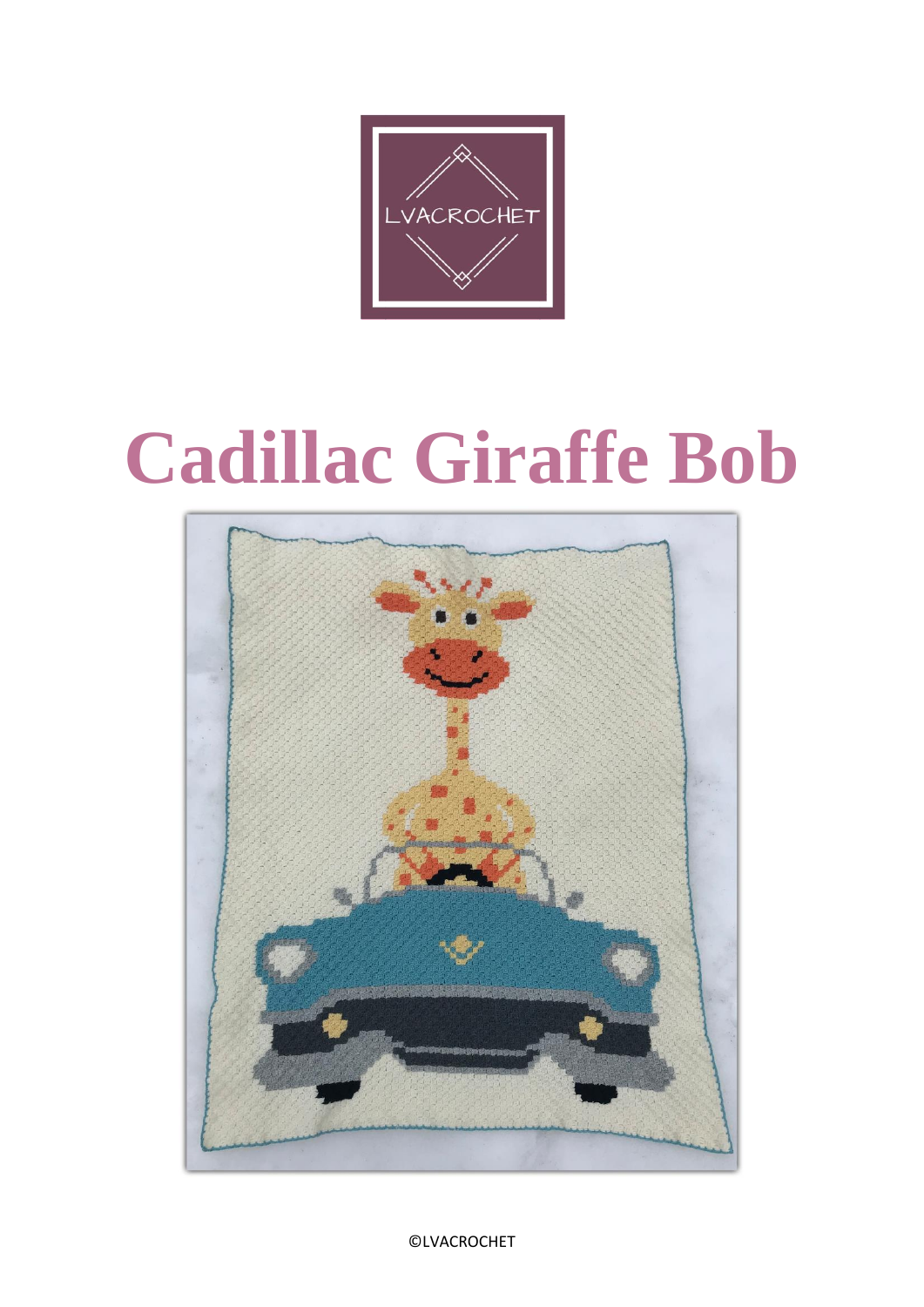LVACROCHET

# Cadillac Giraffe Bob

©LVACROCHET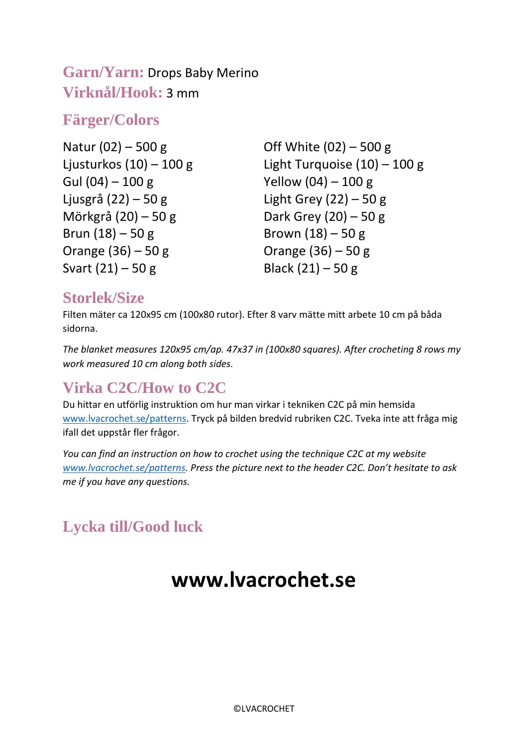**Garn/Yarn:** Drops Baby Merino
**Virknål/Hook:** 3 mm

## Färger/Colors

| | |
|---|---|
| Natur (02) – 500 g | Off White (02) – 500 g |
| Ljusturkos (10) – 100 g | Light Turquoise (10) – 100 g |
| Gul (04) – 100 g | Yellow (04) – 100 g |
| Ljusgrå (22) – 50 g | Light Grey (22) – 50 g |
| Mörkgrå (20) – 50 g | Dark Grey (20) – 50 g |
| Brun (18) – 50 g | Brown (18) – 50 g |
| Orange (36) – 50 g | Orange (36) – 50 g |
| Svart (21) – 50 g | Black (21) – 50 g |

## Storlek/Size

Filten mäter ca 120x95 cm (100x80 rutor). Efter 8 varv mätte mitt arbete 10 cm på båda sidorna.

*The blanket measures 120x95 cm/ap. 47x37 in (100x80 squares). After crocheting 8 rows my work measured 10 cm along both sides.*

## Virka C2C/How to C2C

Du hittar en utförlig instruktion om hur man virkar i tekniken C2C på min hemsida www.lvacrochet.se/patterns. Tryck på bilden bredvid rubriken C2C. Tveka inte att fråga mig ifall det uppstår fler frågor.

*You can find an instruction on how to crochet using the technique C2C at my website www.lvacrochet.se/patterns. Press the picture next to the header C2C. Don't hesitate to ask me if you have any questions.*

## Lycka till/Good luck

# www.lvacrochet.se

©LVACROCHET